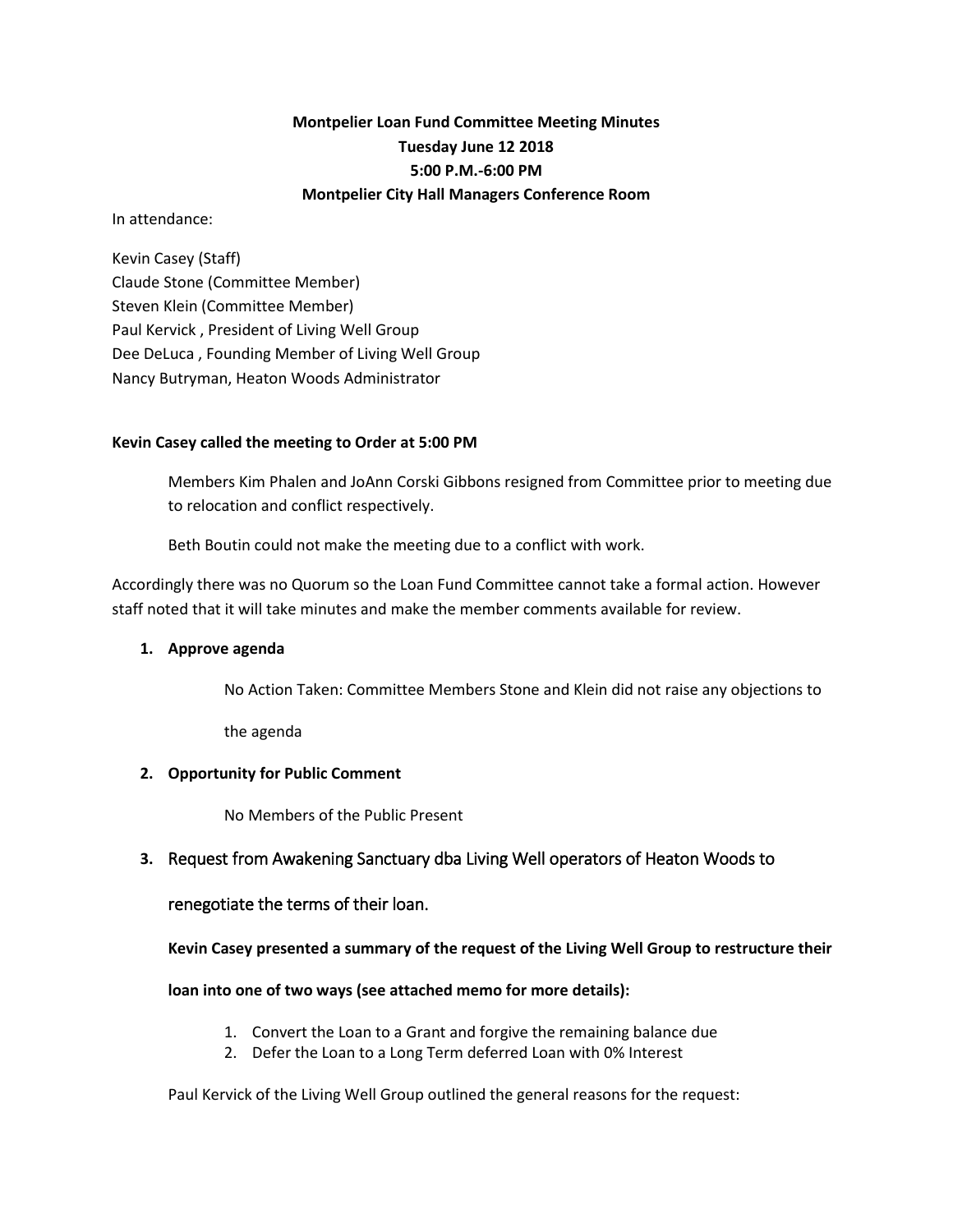**Montpelier Loan Fund Committee Meeting Minutes**
**Tuesday June 12 2018**
**5:00 P.M.-6:00 PM**
**Montpelier City Hall Managers Conference Room**

In attendance:

Kevin Casey (Staff)
Claude Stone (Committee Member)
Steven Klein (Committee Member)
Paul Kervick , President of Living Well Group
Dee DeLuca , Founding Member of Living Well Group
Nancy Butryman, Heaton Woods Administrator

**Kevin Casey called the meeting to Order at 5:00 PM**

Members Kim Phalen and JoAnn Corski Gibbons resigned from Committee prior to meeting due to relocation and conflict respectively.

Beth Boutin could not make the meeting due to a conflict with work.

Accordingly there was no Quorum so the Loan Fund Committee cannot take a formal action. However staff noted that it will take minutes and make the member comments available for review.

1. **Approve agenda**

   No Action Taken: Committee Members Stone and Klein did not raise any objections to the agenda

2. **Opportunity for Public Comment**

   No Members of the Public Present

3. Request from Awakening Sanctuary dba Living Well operators of Heaton Woods to renegotiate the terms of their loan.

   **Kevin Casey presented a summary of the request of the Living Well Group to restructure their loan into one of two ways (see attached memo for more details):**

   1. Convert the Loan to a Grant and forgive the remaining balance due
   2. Defer the Loan to a Long Term deferred Loan with 0% Interest

   Paul Kervick of the Living Well Group outlined the general reasons for the request: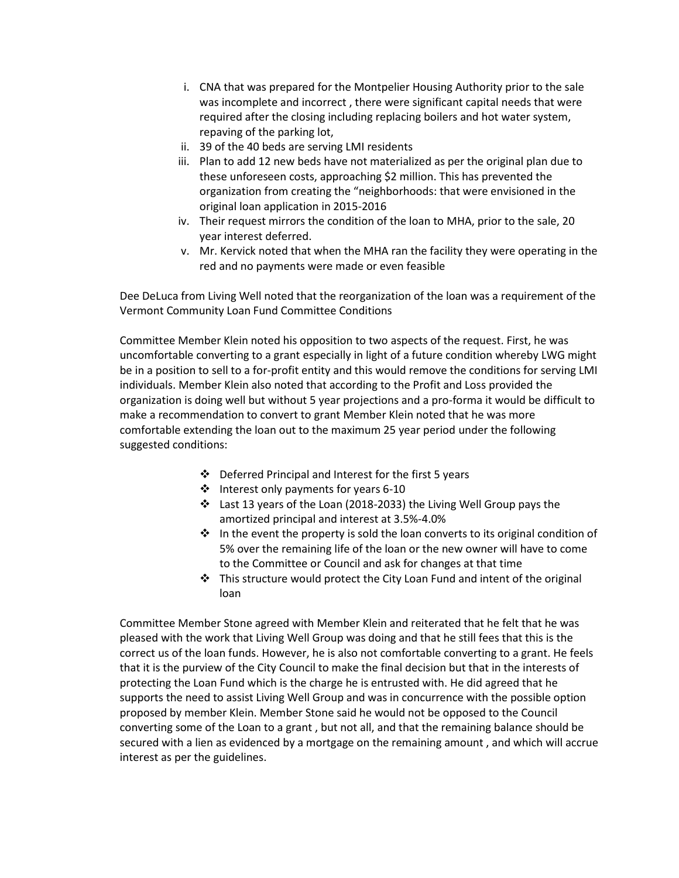i. CNA that was prepared for the Montpelier Housing Authority prior to the sale was incomplete and incorrect , there were significant capital needs that were required after the closing including replacing boilers and hot water system, repaving of the parking lot,
ii. 39 of the 40 beds are serving LMI residents
iii. Plan to add 12 new beds have not materialized as per the original plan due to these unforeseen costs, approaching $2 million. This has prevented the organization from creating the "neighborhoods: that were envisioned in the original loan application in 2015-2016
iv. Their request mirrors the condition of the loan to MHA, prior to the sale, 20 year interest deferred.
v. Mr. Kervick noted that when the MHA ran the facility they were operating in the red and no payments were made or even feasible

Dee DeLuca from Living Well noted that the reorganization of the loan was a requirement of the Vermont Community Loan Fund Committee Conditions

Committee Member Klein noted his opposition to two aspects of the request. First, he was uncomfortable converting to a grant especially in light of a future condition whereby LWG might be in a position to sell to a for-profit entity and this would remove the conditions for serving LMI individuals. Member Klein also noted that according to the Profit and Loss provided the organization is doing well but without 5 year projections and a pro-forma it would be difficult to make a recommendation to convert to grant Member Klein noted that he was more comfortable extending the loan out to the maximum 25 year period under the following suggested conditions:

- Deferred Principal and Interest for the first 5 years
- Interest only payments for years 6-10
- Last 13 years of the Loan (2018-2033) the Living Well Group pays the amortized principal and interest at 3.5%-4.0%
- In the event the property is sold the loan converts to its original condition of 5% over the remaining life of the loan or the new owner will have to come to the Committee or Council and ask for changes at that time
- This structure would protect the City Loan Fund and intent of the original loan

Committee Member Stone agreed with Member Klein and reiterated that he felt that he was pleased with the work that Living Well Group was doing and that he still fees that this is the correct us of the loan funds. However, he is also not comfortable converting to a grant. He feels that it is the purview of the City Council to make the final decision but that in the interests of protecting the Loan Fund which is the charge he is entrusted with. He did agreed that he supports the need to assist Living Well Group and was in concurrence with the possible option proposed by member Klein. Member Stone said he would not be opposed to the Council converting some of the Loan to a grant , but not all, and that the remaining balance should be secured with a lien as evidenced by a mortgage on the remaining amount , and which will accrue interest as per the guidelines.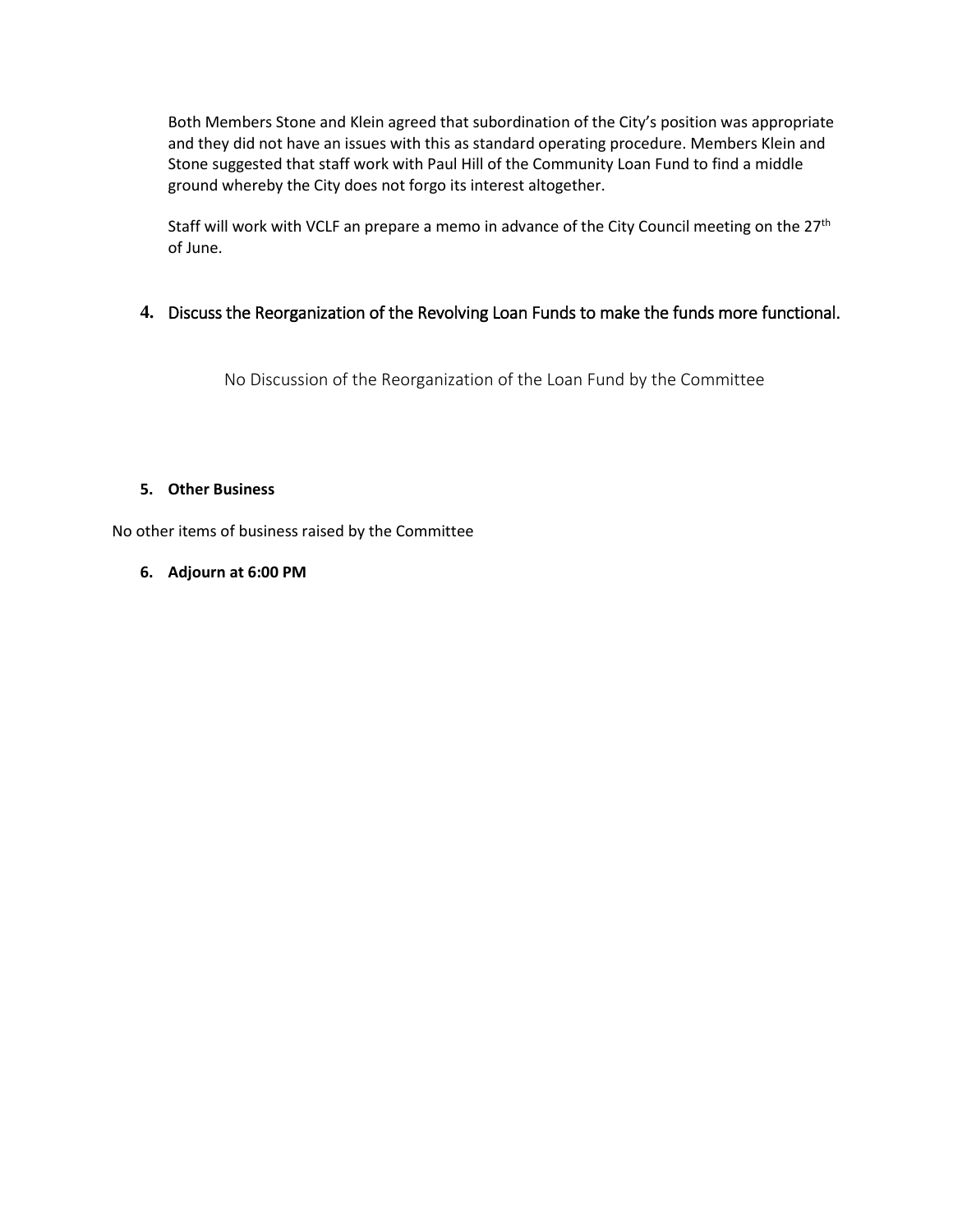Both Members Stone and Klein agreed that subordination of the City's position was appropriate and they did not have an issues with this as standard operating procedure. Members Klein and Stone suggested that staff work with Paul Hill of the Community Loan Fund to find a middle ground whereby the City does not forgo its interest altogether.

Staff will work with VCLF an prepare a memo in advance of the City Council meeting on the 27th of June.

4. Discuss the Reorganization of the Revolving Loan Funds to make the funds more functional.

No Discussion of the Reorganization of the Loan Fund by the Committee

5. **Other Business**

No other items of business raised by the Committee

6. **Adjourn at 6:00 PM**